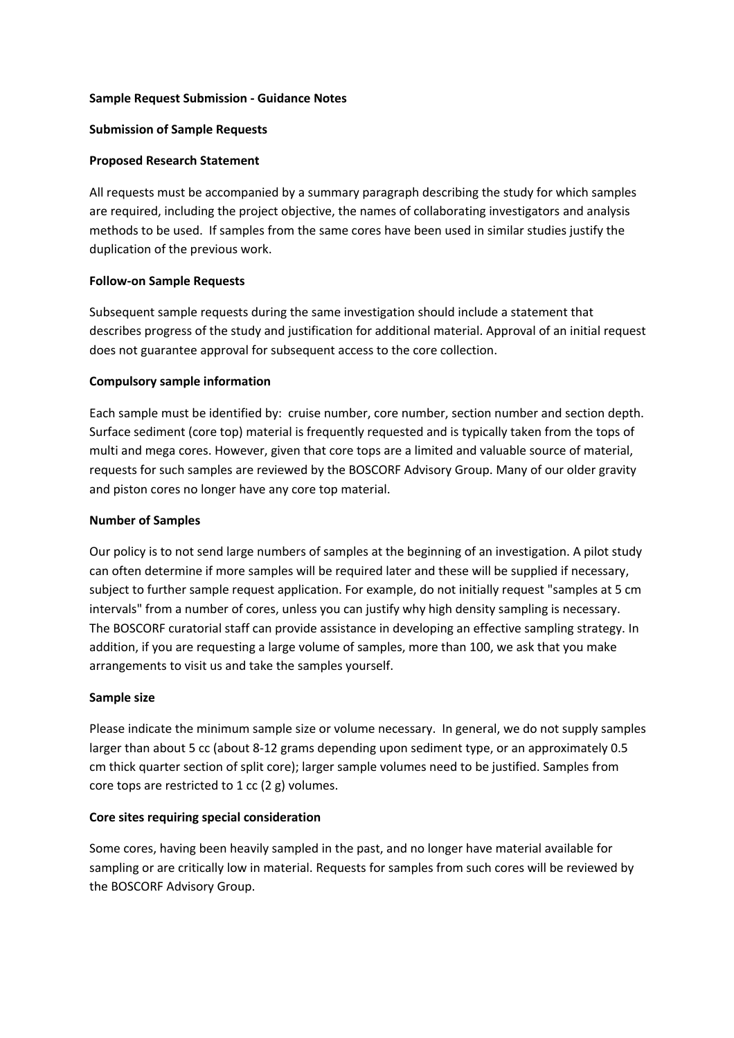# Sample Request Submission - Guidance Notes

## Submission of Sample Requests

### Proposed Research Statement

All requests must be accompanied by a summary paragraph describing the study for which samples are required, including the project objective, the names of collaborating investigators and analysis methods to be used. If samples from the same cores have been used in similar studies justify the duplication of the previous work.

### Follow-on Sample Requests

Subsequent sample requests during the same investigation should include a statement that describes progress of the study and justification for additional material. Approval of an initial request does not guarantee approval for subsequent access to the core collection.

### Compulsory sample information

Each sample must be identified by: cruise number, core number, section number and section depth. Surface sediment (core top) material is frequently requested and is typically taken from the tops of multi and mega cores. However, given that core tops are a limited and valuable source of material, requests for such samples are reviewed by the BOSCORF Advisory Group. Many of our older gravity and piston cores no longer have any core top material.

### Number of Samples

Our policy is to not send large numbers of samples at the beginning of an investigation. A pilot study can often determine if more samples will be required later and these will be supplied if necessary, subject to further sample request application. For example, do not initially request "samples at 5 cm intervals" from a number of cores, unless you can justify why high density sampling is necessary. The BOSCORF curatorial staff can provide assistance in developing an effective sampling strategy. In addition, if you are requesting a large volume of samples, more than 100, we ask that you make arrangements to visit us and take the samples yourself.

### Sample size

Please indicate the minimum sample size or volume necessary. In general, we do not supply samples larger than about 5 cc (about 8-12 grams depending upon sediment type, or an approximately 0.5 cm thick quarter section of split core); larger sample volumes need to be justified. Samples from core tops are restricted to 1 cc (2 g) volumes.

### Core sites requiring special consideration

Some cores, having been heavily sampled in the past, and no longer have material available for sampling or are critically low in material. Requests for samples from such cores will be reviewed by the BOSCORF Advisory Group.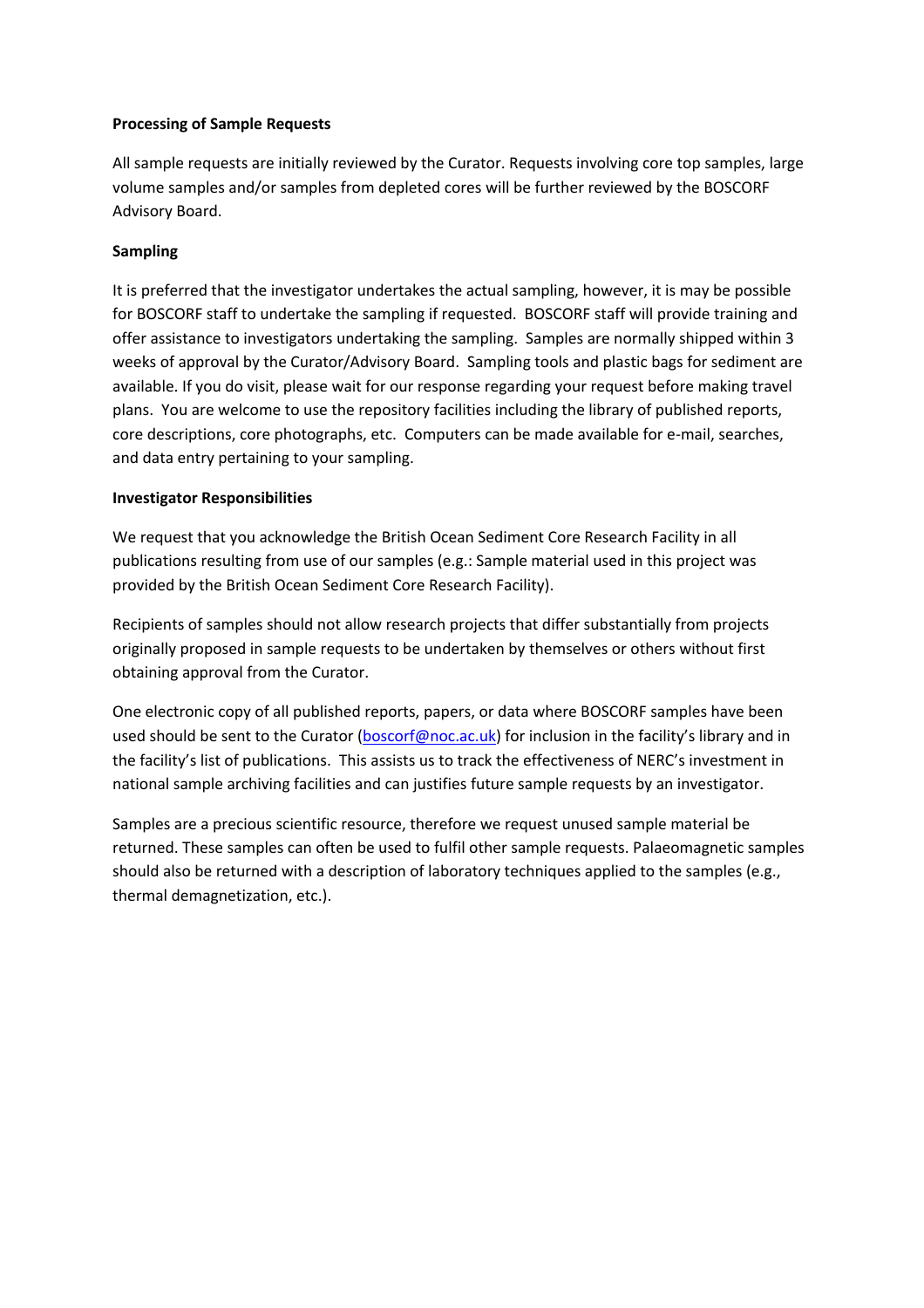**Processing of Sample Requests**

All sample requests are initially reviewed by the Curator. Requests involving core top samples, large volume samples and/or samples from depleted cores will be further reviewed by the BOSCORF Advisory Board.

**Sampling**

It is preferred that the investigator undertakes the actual sampling, however, it is may be possible for BOSCORF staff to undertake the sampling if requested. BOSCORF staff will provide training and offer assistance to investigators undertaking the sampling. Samples are normally shipped within 3 weeks of approval by the Curator/Advisory Board. Sampling tools and plastic bags for sediment are available. If you do visit, please wait for our response regarding your request before making travel plans. You are welcome to use the repository facilities including the library of published reports, core descriptions, core photographs, etc. Computers can be made available for e-mail, searches, and data entry pertaining to your sampling.

**Investigator Responsibilities**

We request that you acknowledge the British Ocean Sediment Core Research Facility in all publications resulting from use of our samples (e.g.: Sample material used in this project was provided by the British Ocean Sediment Core Research Facility).

Recipients of samples should not allow research projects that differ substantially from projects originally proposed in sample requests to be undertaken by themselves or others without first obtaining approval from the Curator.

One electronic copy of all published reports, papers, or data where BOSCORF samples have been used should be sent to the Curator (boscorf@noc.ac.uk) for inclusion in the facility's library and in the facility's list of publications. This assists us to track the effectiveness of NERC's investment in national sample archiving facilities and can justifies future sample requests by an investigator.

Samples are a precious scientific resource, therefore we request unused sample material be returned. These samples can often be used to fulfil other sample requests. Palaeomagnetic samples should also be returned with a description of laboratory techniques applied to the samples (e.g., thermal demagnetization, etc.).